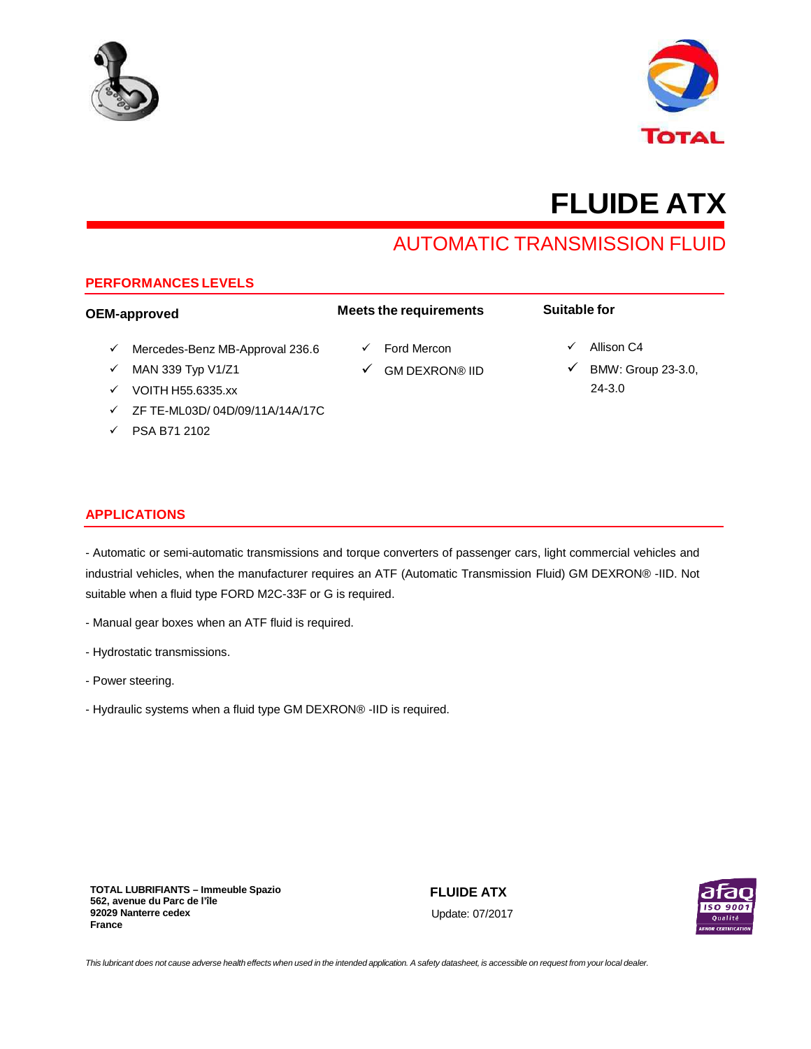# FLUIDE ATX

## AUTOMATIC TRANSMISSION FLUID

### PERFORMANCES LEVELS

**OEM-approved**

- ✓ Mercedes-Benz MB-Approval 236.6
- ✓ MAN 339 Typ V1/Z1
- ✓ VOITH H55.6335.xx
- ✓ ZF TE-ML03D/ 04D/09/11A/14A/17C
- ✓ PSA B71 2102

**Meets the requirements**

- ✓ Ford Mercon
- ✓ GM DEXRON® IID

**Suitable for**

- ✓ Allison C4
- ✓ BMW: Group 23-3.0, 24-3.0

### APPLICATIONS

- Automatic or semi-automatic transmissions and torque converters of passenger cars, light commercial vehicles and industrial vehicles, when the manufacturer requires an ATF (Automatic Transmission Fluid) GM DEXRON® -IID. Not suitable when a fluid type FORD M2C-33F or G is required.

- Manual gear boxes when an ATF fluid is required.

- Hydrostatic transmissions.

- Power steering.

- Hydraulic systems when a fluid type GM DEXRON® -IID is required.

**TOTAL LUBRIFIANTS – Immeuble Spazio**
**562, avenue du Parc de l'île**
**92029 Nanterre cedex**
**France**

**FLUIDE ATX**
Update: 07/2017

*This lubricant does not cause adverse health effects when used in the intended application. A safety datasheet, is accessible on request from your local dealer.*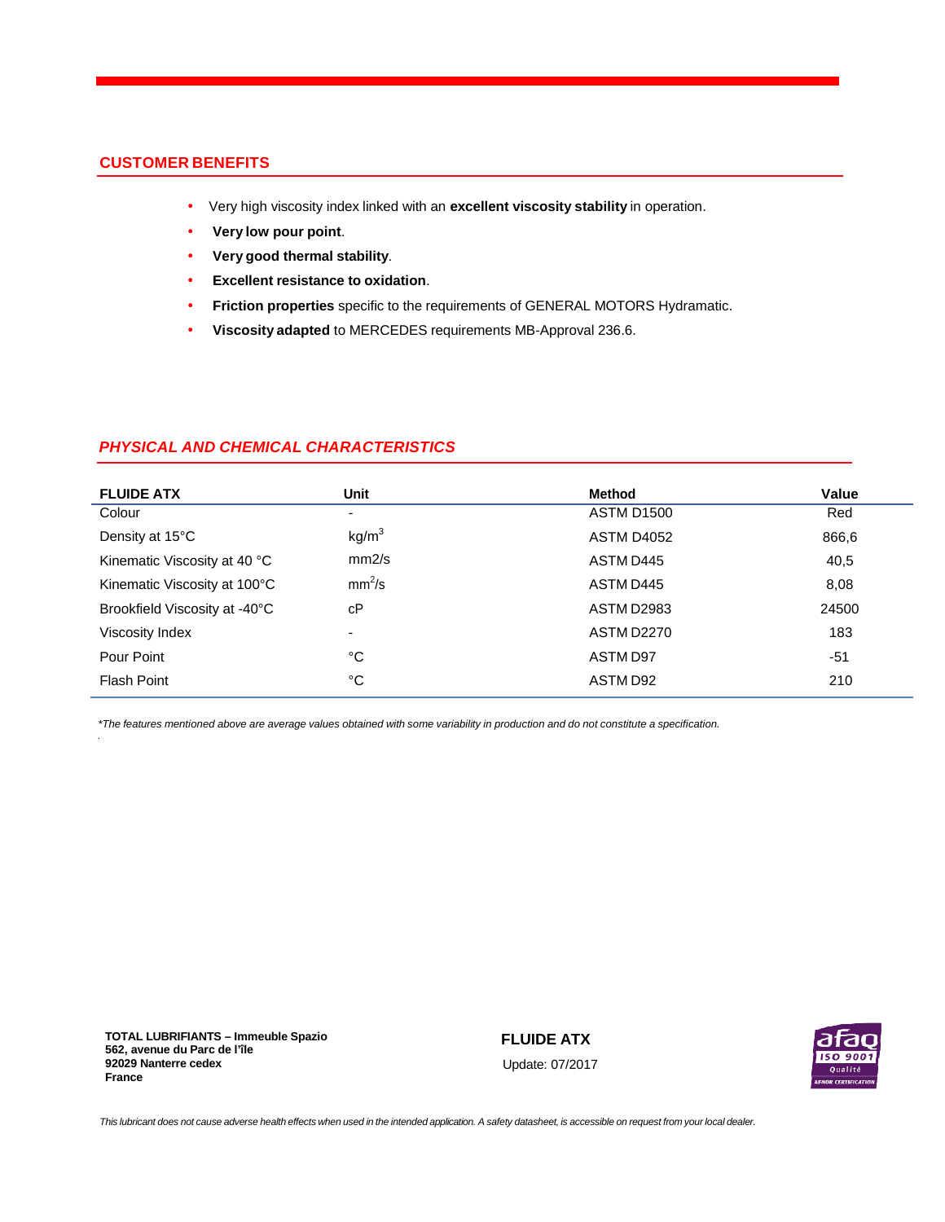## CUSTOMER BENEFITS

- Very high viscosity index linked with an **excellent viscosity stability** in operation.
- **Very low pour point**.
- **Very good thermal stability**.
- **Excellent resistance to oxidation**.
- **Friction properties** specific to the requirements of GENERAL MOTORS Hydramatic.
- **Viscosity adapted** to MERCEDES requirements MB-Approval 236.6.

## *PHYSICAL AND CHEMICAL CHARACTERISTICS*

| FLUIDE ATX | Unit | Method | Value |
|---|---|---|---|
| Colour | - | ASTM D1500 | Red |
| Density at 15°C | $kg/m^3$ | ASTM D4052 | 866,6 |
| Kinematic Viscosity at 40 °C | mm2/s | ASTM D445 | 40,5 |
| Kinematic Viscosity at 100°C | $mm^2/s$ | ASTM D445 | 8,08 |
| Brookfield Viscosity at -40°C | cP | ASTM D2983 | 24500 |
| Viscosity Index | - | ASTM D2270 | 183 |
| Pour Point | °C | ASTM D97 | -51 |
| Flash Point | °C | ASTM D92 | 210 |

*\*The features mentioned above are average values obtained with some variability in production and do not constitute a specification.*

**TOTAL LUBRIFIANTS – Immeuble Spazio**
**562, avenue du Parc de l'île**
**92029 Nanterre cedex**
**France**

**FLUIDE ATX**
Update: 07/2017

*This lubricant does not cause adverse health effects when used in the intended application. A safety datasheet, is accessible on request from your local dealer.*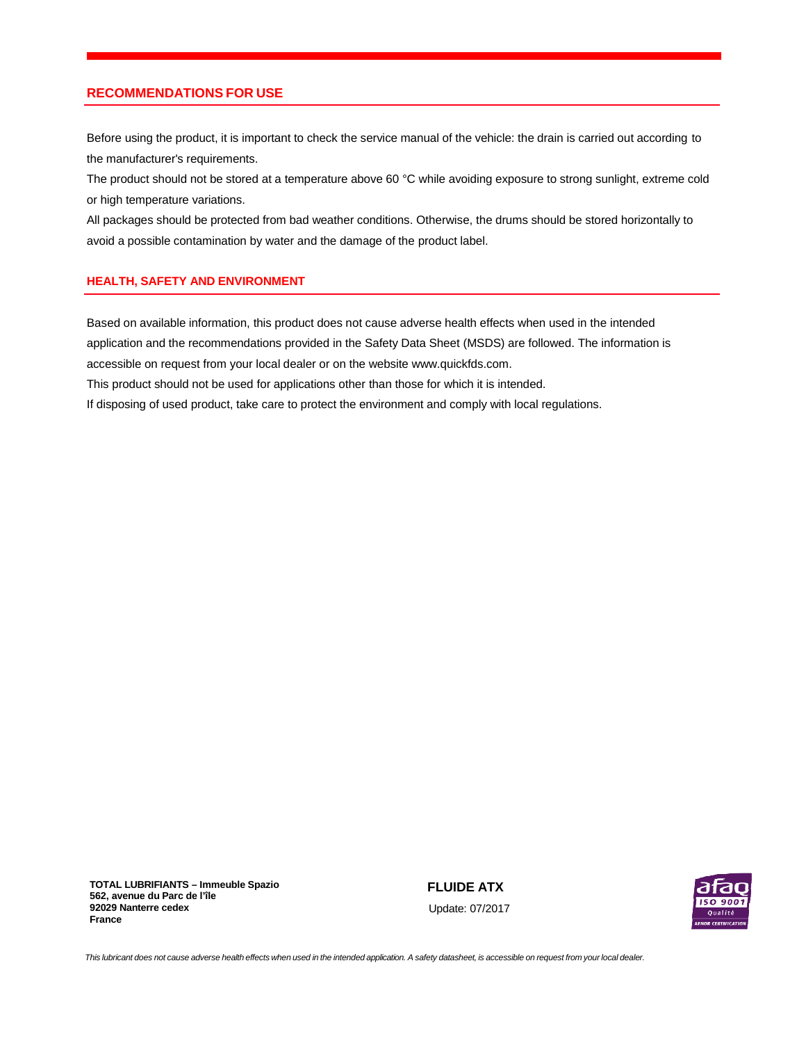## RECOMMENDATIONS FOR USE

Before using the product, it is important to check the service manual of the vehicle: the drain is carried out according to the manufacturer's requirements.

The product should not be stored at a temperature above 60 °C while avoiding exposure to strong sunlight, extreme cold or high temperature variations.

All packages should be protected from bad weather conditions. Otherwise, the drums should be stored horizontally to avoid a possible contamination by water and the damage of the product label.

## HEALTH, SAFETY AND ENVIRONMENT

Based on available information, this product does not cause adverse health effects when used in the intended application and the recommendations provided in the Safety Data Sheet (MSDS) are followed. The information is accessible on request from your local dealer or on the website www.quickfds.com.

This product should not be used for applications other than those for which it is intended.

If disposing of used product, take care to protect the environment and comply with local regulations.